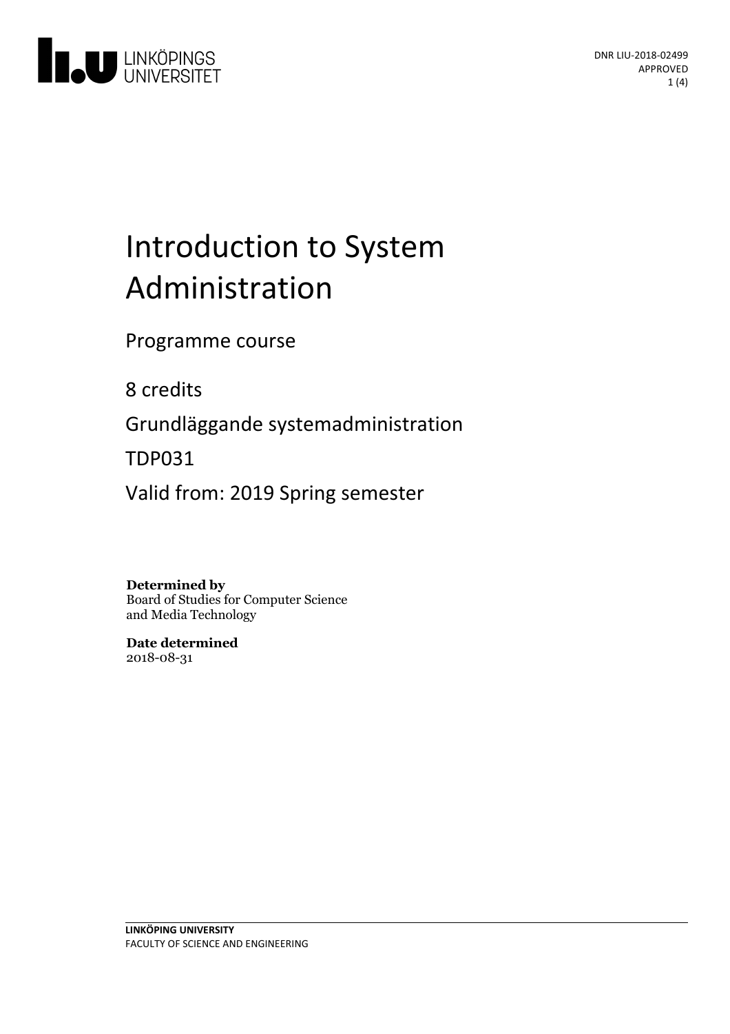DNR LIU-2018-02499
APPROVED

# Introduction to System Administration

Programme course

8 credits

Grundläggande systemadministration

TDP031

Valid from: 2019 Spring semester

**Determined by**
Board of Studies for Computer Science and Media Technology

**Date determined**
2018-08-31

**LINKÖPING UNIVERSITY**
FACULTY OF SCIENCE AND ENGINEERING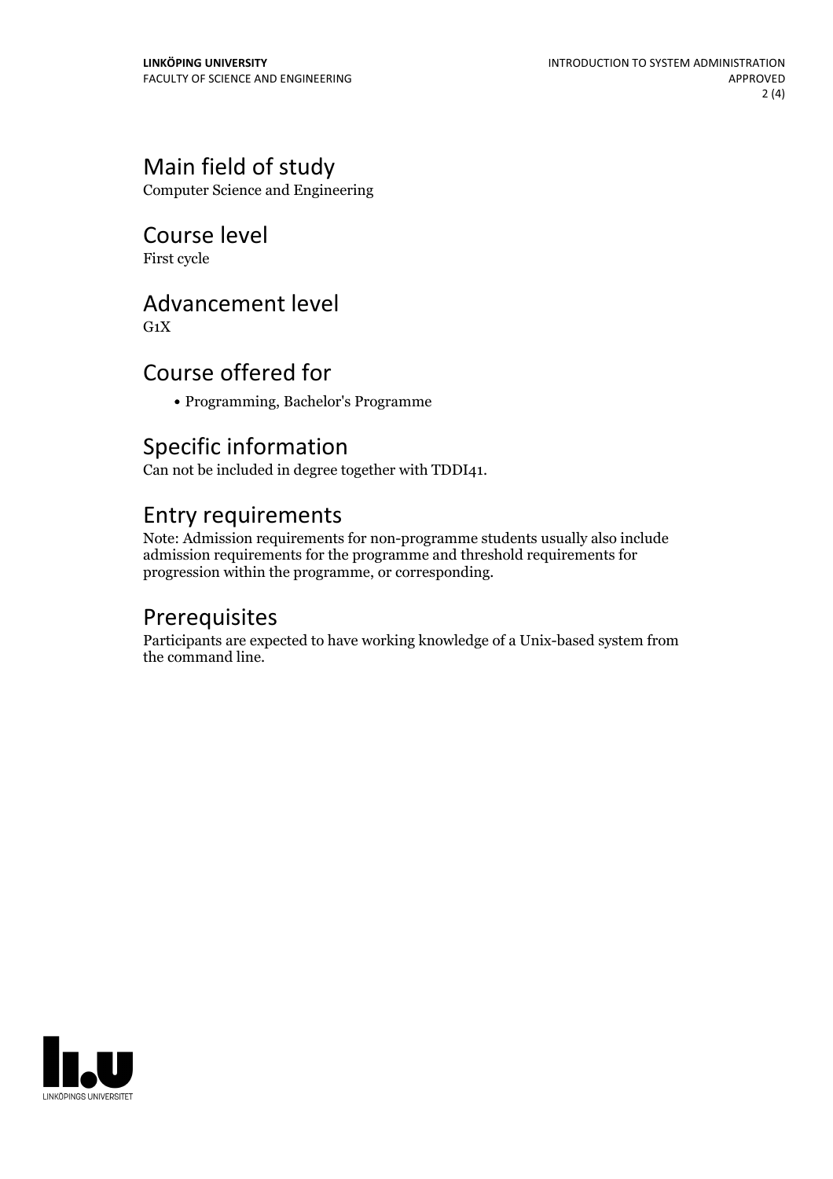## Main field of study
Computer Science and Engineering

## Course level
First cycle

## Advancement level
G1X

## Course offered for
- Programming, Bachelor's Programme

## Specific information
Can not be included in degree together with TDDI41.

## Entry requirements
Note: Admission requirements for non-programme students usually also include admission requirements for the programme and threshold requirements for progression within the programme, or corresponding.

## Prerequisites
Participants are expected to have working knowledge of a Unix-based system from the command line.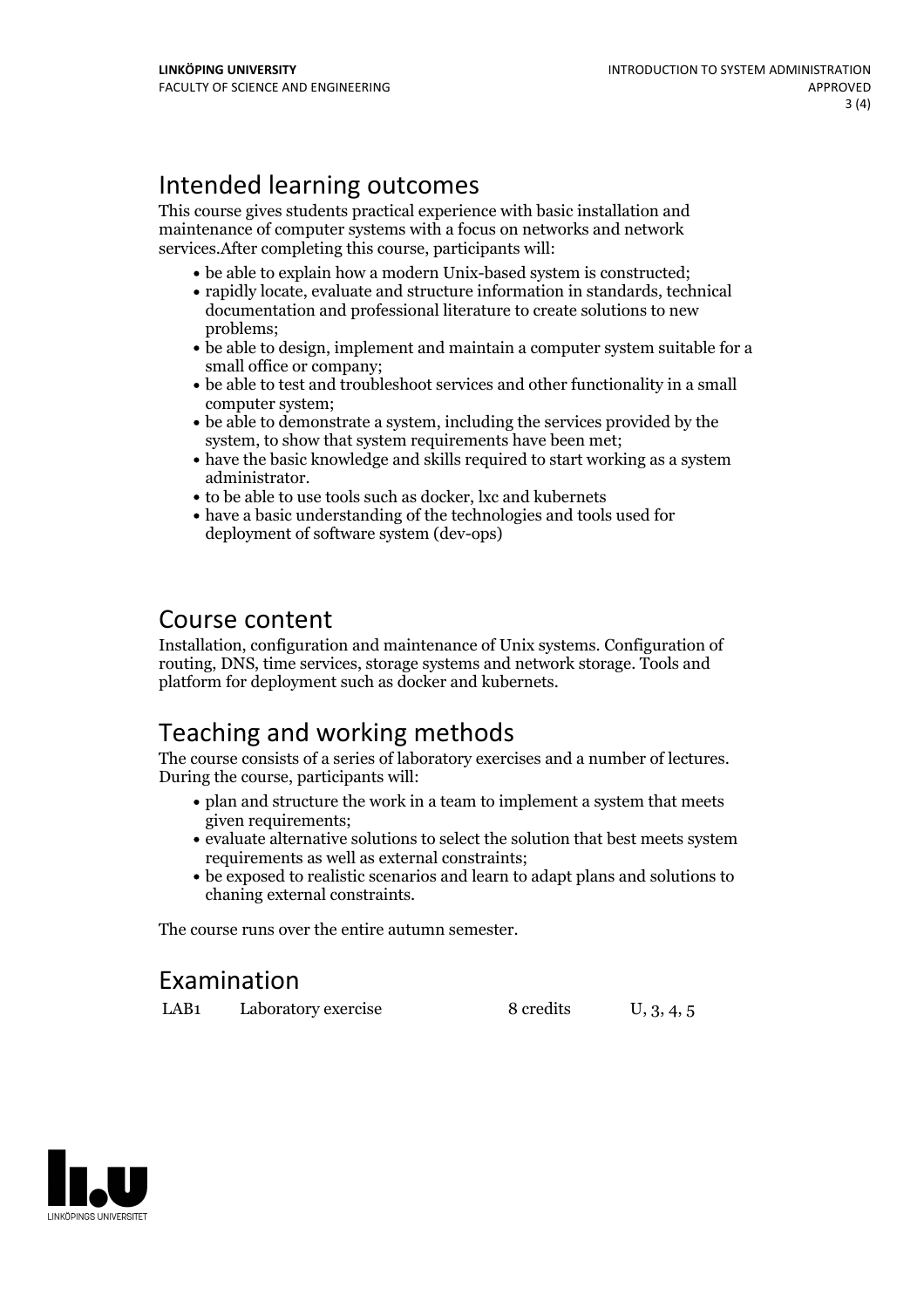## Intended learning outcomes

This course gives students practical experience with basic installation and maintenance of computer systems with a focus on networks and network services.After completing this course, participants will:

- be able to explain how a modern Unix-based system is constructed;
- rapidly locate, evaluate and structure information in standards, technical documentation and professional literature to create solutions to new problems;
- be able to design, implement and maintain a computer system suitable for a small office or company;
- be able to test and troubleshoot services and other functionality in a small computer system;
- be able to demonstrate a system, including the services provided by the system, to show that system requirements have been met;
- have the basic knowledge and skills required to start working as a system administrator.
- to be able to use tools such as docker, lxc and kubernets
- have a basic understanding of the technologies and tools used for deployment of software system (dev-ops)

## Course content

Installation, configuration and maintenance of Unix systems. Configuration of routing, DNS, time services, storage systems and network storage. Tools and platform for deployment such as docker and kubernets.

## Teaching and working methods

The course consists of a series of laboratory exercises and a number of lectures. During the course, participants will:

- plan and structure the work in a team to implement a system that meets given requirements;
- evaluate alternative solutions to select the solution that best meets system requirements as well as external constraints;
- be exposed to realistic scenarios and learn to adapt plans and solutions to chaning external constraints.

The course runs over the entire autumn semester.

## Examination

| | | | |
|---|---|---|---|
| LAB1 | Laboratory exercise | 8 credits | U, 3, 4, 5 |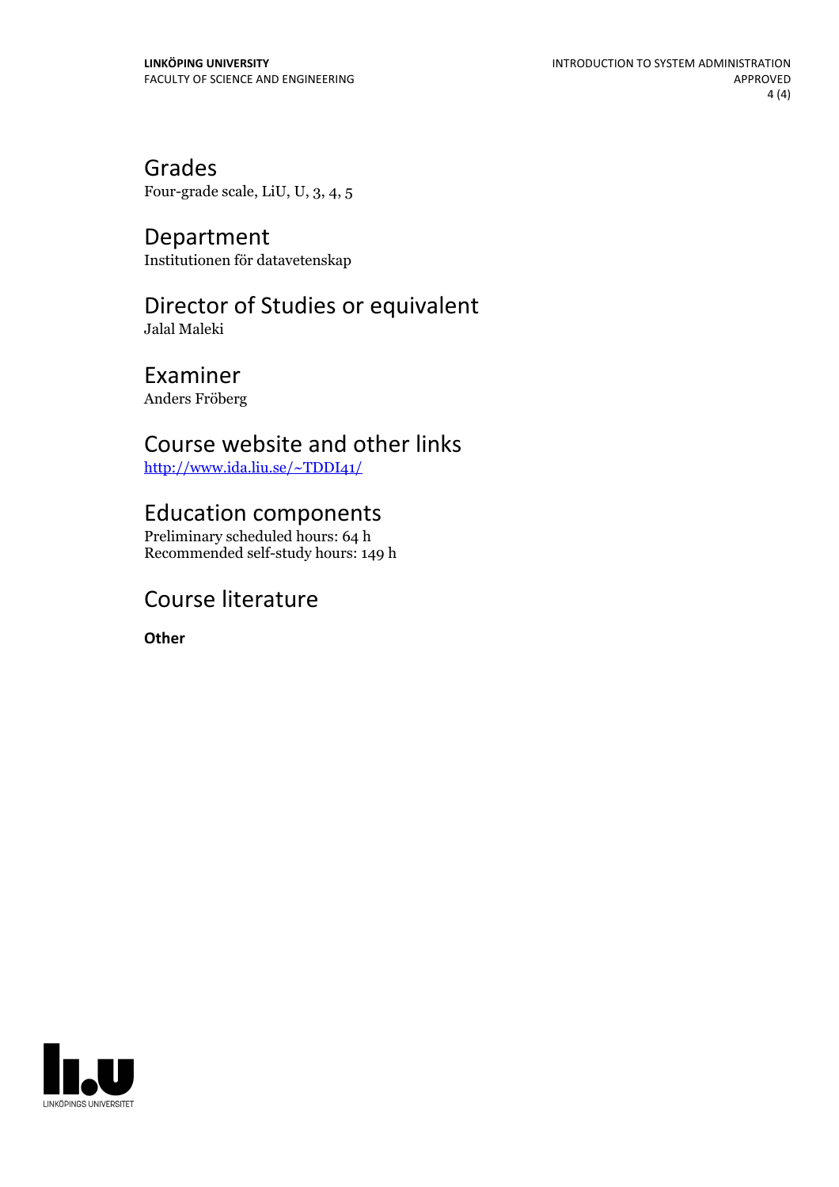## Grades

Four-grade scale, LiU, U, 3, 4, 5

## Department

Institutionen för datavetenskap

## Director of Studies or equivalent

Jalal Maleki

## Examiner

Anders Fröberg

## Course website and other links

http://www.ida.liu.se/~TDDI41/

## Education components

Preliminary scheduled hours: 64 h
Recommended self-study hours: 149 h

## Course literature

**Other**